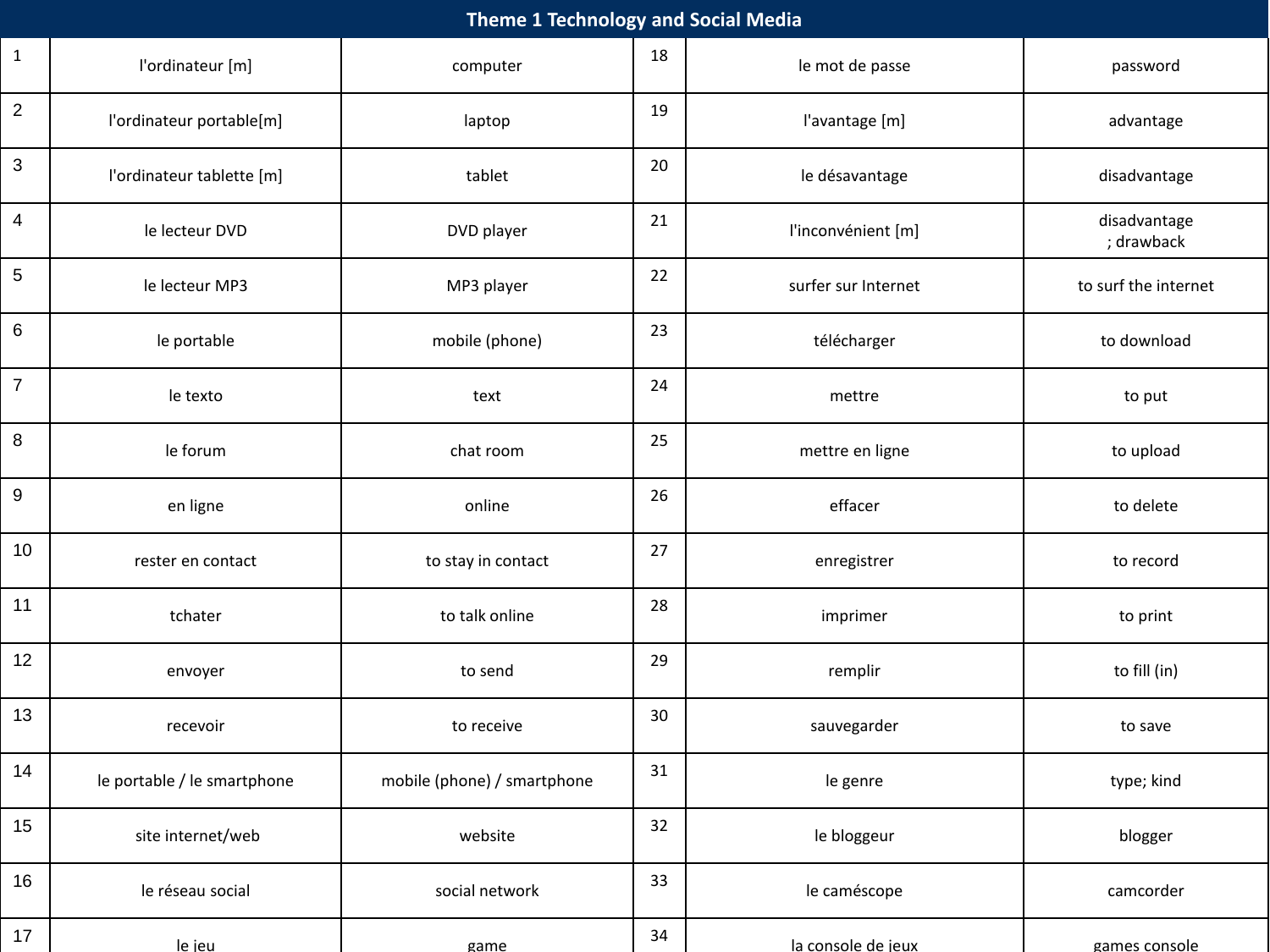| Theme 1 Technology and Social Media | | | | | |
|---|---|---|---|---|---|
| 1 | l'ordinateur [m] | computer | 18 | le mot de passe | password |
| 2 | l'ordinateur portable[m] | laptop | 19 | l'avantage [m] | advantage |
| 3 | l'ordinateur tablette [m] | tablet | 20 | le désavantage | disadvantage |
| 4 | le lecteur DVD | DVD player | 21 | l'inconvénient [m] | disadvantage ; drawback |
| 5 | le lecteur MP3 | MP3 player | 22 | surfer sur Internet | to surf the internet |
| 6 | le portable | mobile (phone) | 23 | télécharger | to download |
| 7 | le texto | text | 24 | mettre | to put |
| 8 | le forum | chat room | 25 | mettre en ligne | to upload |
| 9 | en ligne | online | 26 | effacer | to delete |
| 10 | rester en contact | to stay in contact | 27 | enregistrer | to record |
| 11 | tchater | to talk online | 28 | imprimer | to print |
| 12 | envoyer | to send | 29 | remplir | to fill (in) |
| 13 | recevoir | to receive | 30 | sauvegarder | to save |
| 14 | le portable / le smartphone | mobile (phone) / smartphone | 31 | le genre | type; kind |
| 15 | site internet/web | website | 32 | le bloggeur | blogger |
| 16 | le réseau social | social network | 33 | le caméscope | camcorder |
| 17 | le jeu | game | 34 | la console de jeux | games console |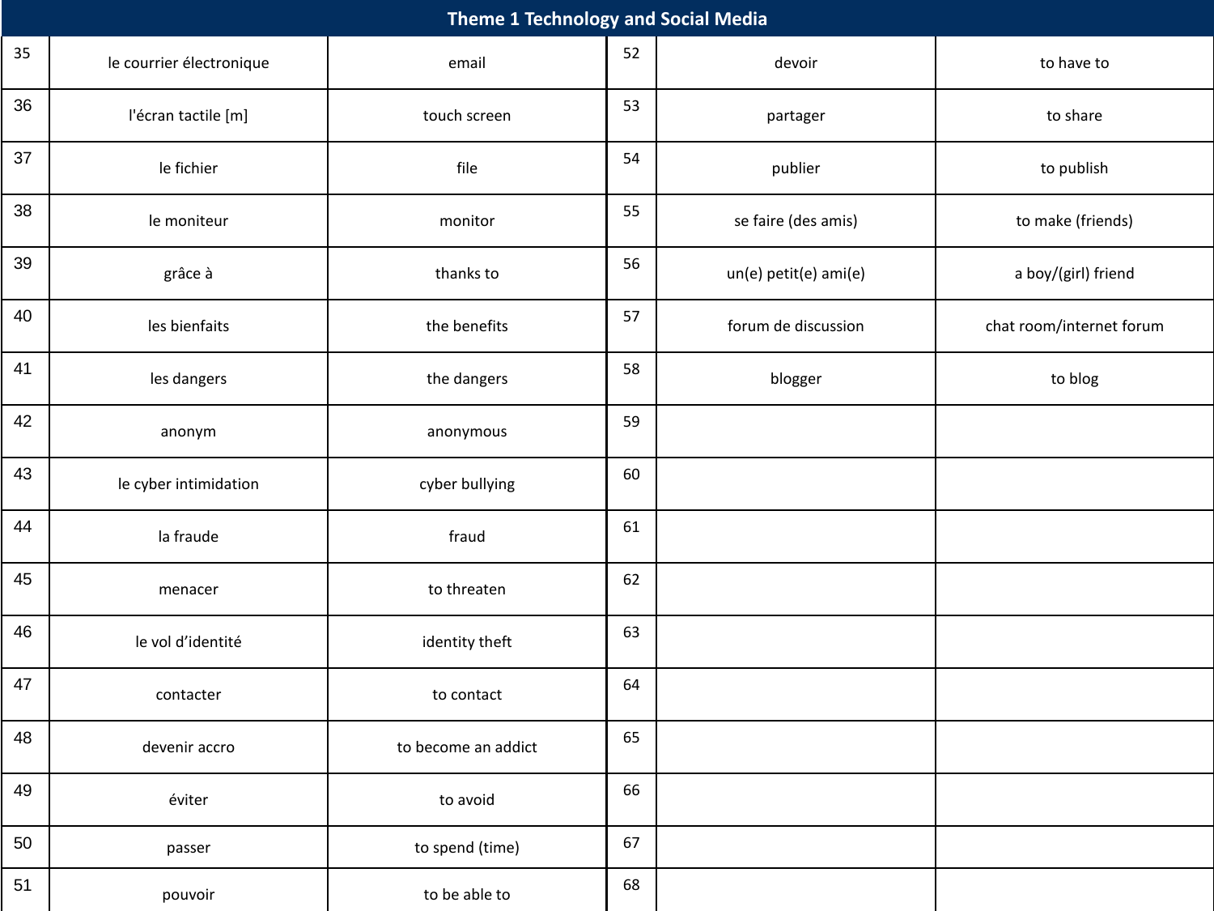## Theme 1 Technology and Social Media

| | | | | | |
|---|---|---|---|---|---|
| 35 | le courrier électronique | email | 52 | devoir | to have to |
| 36 | l'écran tactile [m] | touch screen | 53 | partager | to share |
| 37 | le fichier | file | 54 | publier | to publish |
| 38 | le moniteur | monitor | 55 | se faire (des amis) | to make (friends) |
| 39 | grâce à | thanks to | 56 | un(e) petit(e) ami(e) | a boy/(girl) friend |
| 40 | les bienfaits | the benefits | 57 | forum de discussion | chat room/internet forum |
| 41 | les dangers | the dangers | 58 | blogger | to blog |
| 42 | anonym | anonymous | 59 | | |
| 43 | le cyber intimidation | cyber bullying | 60 | | |
| 44 | la fraude | fraud | 61 | | |
| 45 | menacer | to threaten | 62 | | |
| 46 | le vol d'identité | identity theft | 63 | | |
| 47 | contacter | to contact | 64 | | |
| 48 | devenir accro | to become an addict | 65 | | |
| 49 | éviter | to avoid | 66 | | |
| 50 | passer | to spend (time) | 67 | | |
| 51 | pouvoir | to be able to | 68 | | |